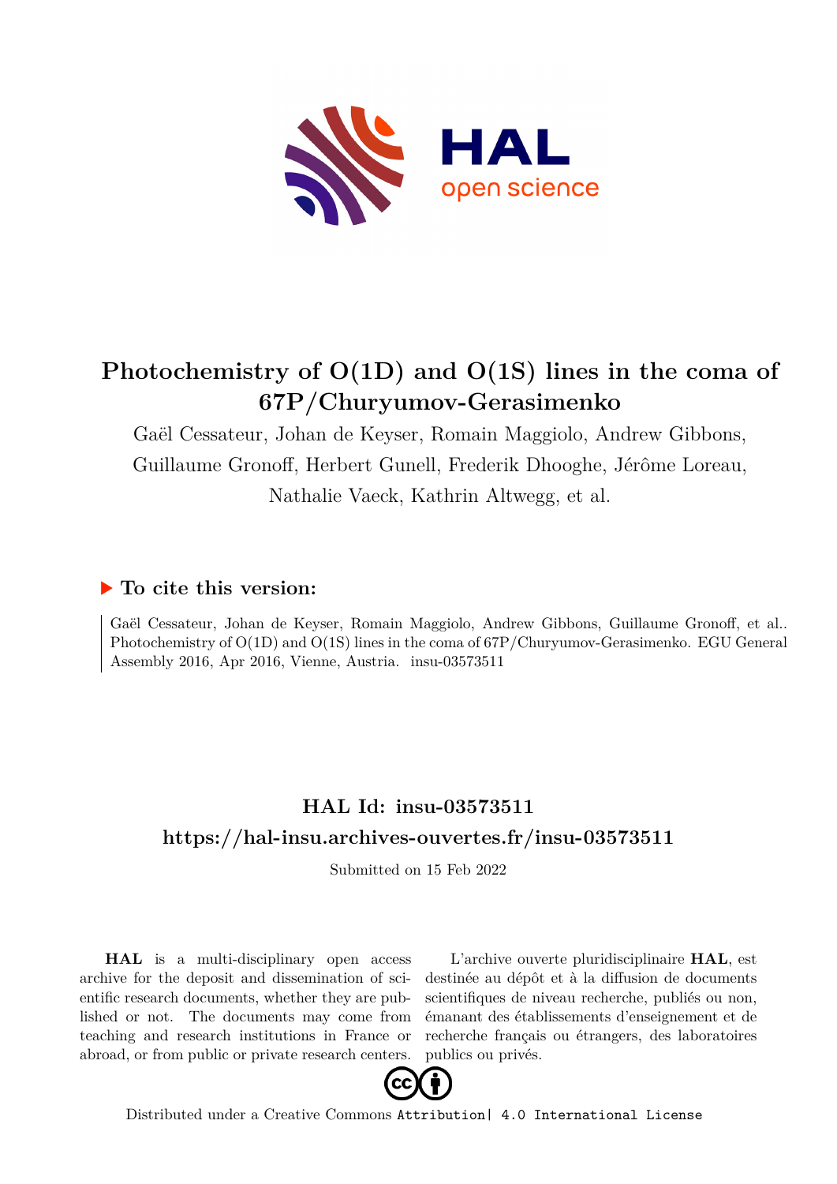# Photochemistry of O(1D) and O(1S) lines in the coma of 67P/Churyumov-Gerasimenko

Gaël Cessateur, Johan de Keyser, Romain Maggiolo, Andrew Gibbons, Guillaume Gronoff, Herbert Gunell, Frederik Dhooghe, Jérôme Loreau, Nathalie Vaeck, Kathrin Altwegg, et al.

## ▶ To cite this version:

Gaël Cessateur, Johan de Keyser, Romain Maggiolo, Andrew Gibbons, Guillaume Gronoff, et al.. Photochemistry of O(1D) and O(1S) lines in the coma of 67P/Churyumov-Gerasimenko. EGU General Assembly 2016, Apr 2016, Vienne, Austria. insu-03573511

## HAL Id: insu-03573511

## https://hal-insu.archives-ouvertes.fr/insu-03573511

Submitted on 15 Feb 2022

**HAL** is a multi-disciplinary open access archive for the deposit and dissemination of scientific research documents, whether they are published or not. The documents may come from teaching and research institutions in France or abroad, or from public or private research centers.

L'archive ouverte pluridisciplinaire **HAL**, est destinée au dépôt et à la diffusion de documents scientifiques de niveau recherche, publiés ou non, émanant des établissements d'enseignement et de recherche français ou étrangers, des laboratoires publics ou privés.

Distributed under a Creative Commons Attribution| 4.0 International License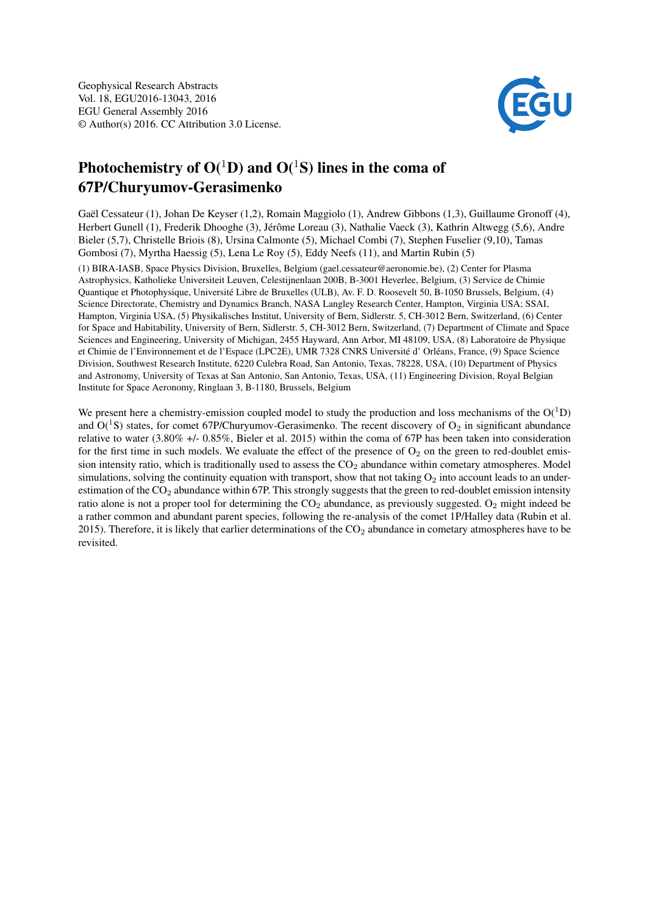Geophysical Research Abstracts
Vol. 18, EGU2016-13043, 2016
EGU General Assembly 2016
© Author(s) 2016. CC Attribution 3.0 License.

# Photochemistry of $O(^1D)$ and $O(^1S)$ lines in the coma of 67P/Churyumov-Gerasimenko

Gaël Cessateur (1), Johan De Keyser (1,2), Romain Maggiolo (1), Andrew Gibbons (1,3), Guillaume Gronoff (4), Herbert Gunell (1), Frederik Dhooghe (3), Jérôme Loreau (3), Nathalie Vaeck (3), Kathrin Altwegg (5,6), Andre Bieler (5,7), Christelle Briois (8), Ursina Calmonte (5), Michael Combi (7), Stephen Fuselier (9,10), Tamas Gombosi (7), Myrtha Haessig (5), Lena Le Roy (5), Eddy Neefs (11), and Martin Rubin (5)

(1) BIRA-IASB, Space Physics Division, Bruxelles, Belgium (gael.cessateur@aeronomie.be), (2) Center for Plasma Astrophysics, Katholieke Universiteit Leuven, Celestijnenlaan 200B, B-3001 Heverlee, Belgium, (3) Service de Chimie Quantique et Photophysique, Université Libre de Bruxelles (ULB), Av. F. D. Roosevelt 50, B-1050 Brussels, Belgium, (4) Science Directorate, Chemistry and Dynamics Branch, NASA Langley Research Center, Hampton, Virginia USA; SSAI, Hampton, Virginia USA, (5) Physikalisches Institut, University of Bern, Sidlerstr. 5, CH-3012 Bern, Switzerland, (6) Center for Space and Habitability, University of Bern, Sidlerstr. 5, CH-3012 Bern, Switzerland, (7) Department of Climate and Space Sciences and Engineering, University of Michigan, 2455 Hayward, Ann Arbor, MI 48109, USA, (8) Laboratoire de Physique et Chimie de l'Environnement et de l'Espace (LPC2E), UMR 7328 CNRS Université d' Orléans, France, (9) Space Science Division, Southwest Research Institute, 6220 Culebra Road, San Antonio, Texas, 78228, USA, (10) Department of Physics and Astronomy, University of Texas at San Antonio, San Antonio, Texas, USA, (11) Engineering Division, Royal Belgian Institute for Space Aeronomy, Ringlaan 3, B-1180, Brussels, Belgium

We present here a chemistry-emission coupled model to study the production and loss mechanisms of the $O(^1D)$ and $O(^1S)$ states, for comet 67P/Churyumov-Gerasimenko. The recent discovery of $O_2$ in significant abundance relative to water (3.80% +/- 0.85%, Bieler et al. 2015) within the coma of 67P has been taken into consideration for the first time in such models. We evaluate the effect of the presence of $O_2$ on the green to red-doublet emission intensity ratio, which is traditionally used to assess the $CO_2$ abundance within cometary atmospheres. Model simulations, solving the continuity equation with transport, show that not taking $O_2$ into account leads to an underestimation of the $CO_2$ abundance within 67P. This strongly suggests that the green to red-doublet emission intensity ratio alone is not a proper tool for determining the $CO_2$ abundance, as previously suggested. $O_2$ might indeed be a rather common and abundant parent species, following the re-analysis of the comet 1P/Halley data (Rubin et al. 2015). Therefore, it is likely that earlier determinations of the $CO_2$ abundance in cometary atmospheres have to be revisited.